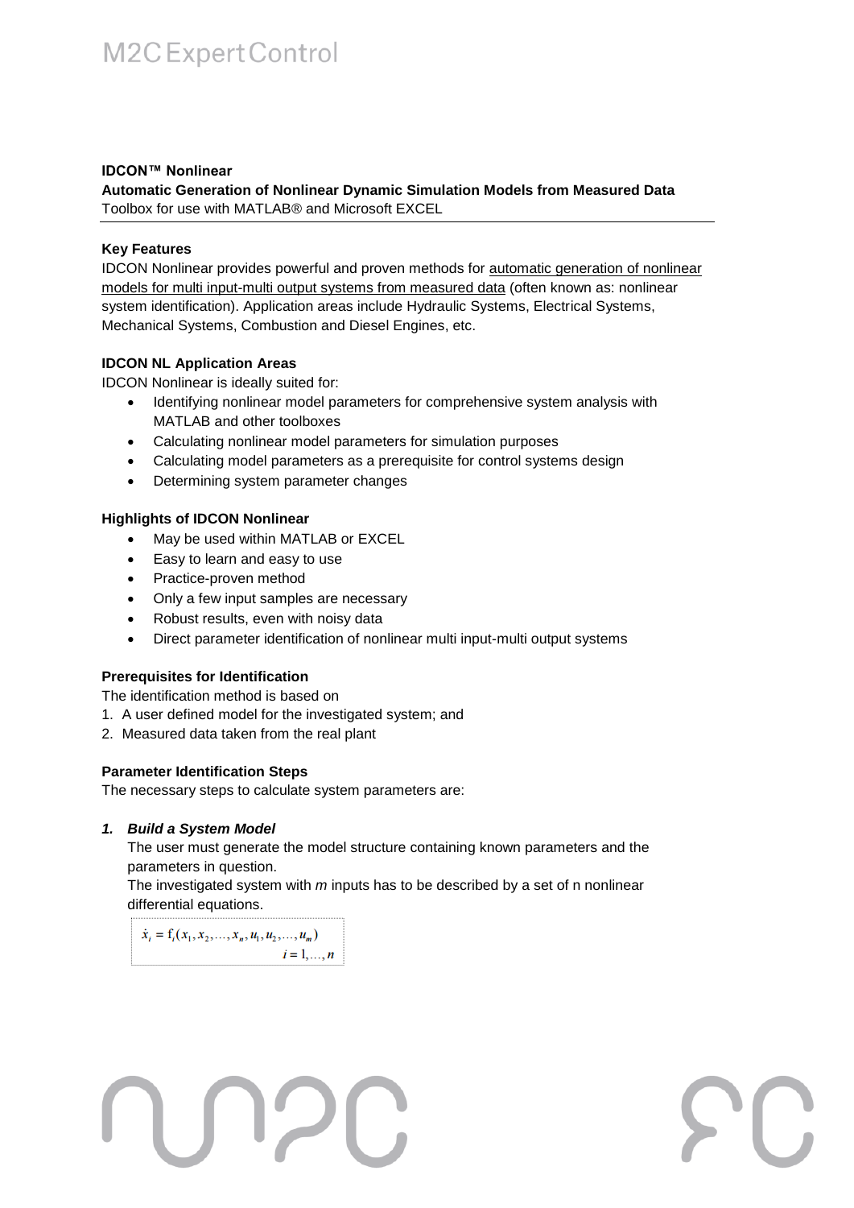# M2C Expert Control

**IDCON™ Nonlinear**

**Automatic Generation of Nonlinear Dynamic Simulation Models from Measured Data**

Toolbox for use with MATLAB® and Microsoft EXCEL

---

**Key Features**

IDCON Nonlinear provides powerful and proven methods for automatic generation of nonlinear models for multi input-multi output systems from measured data (often known as: nonlinear system identification). Application areas include Hydraulic Systems, Electrical Systems, Mechanical Systems, Combustion and Diesel Engines, etc.

**IDCON NL Application Areas**

IDCON Nonlinear is ideally suited for:

- Identifying nonlinear model parameters for comprehensive system analysis with MATLAB and other toolboxes
- Calculating nonlinear model parameters for simulation purposes
- Calculating model parameters as a prerequisite for control systems design
- Determining system parameter changes

**Highlights of IDCON Nonlinear**

- May be used within MATLAB or EXCEL
- Easy to learn and easy to use
- Practice-proven method
- Only a few input samples are necessary
- Robust results, even with noisy data
- Direct parameter identification of nonlinear multi input-multi output systems

**Prerequisites for Identification**

The identification method is based on

1. A user defined model for the investigated system; and
2. Measured data taken from the real plant

**Parameter Identification Steps**

The necessary steps to calculate system parameters are:

1. ***Build a System Model***

   The user must generate the model structure containing known parameters and the parameters in question.

   The investigated system with *m* inputs has to be described by a set of n nonlinear differential equations.

$$\dot{x}_i = \mathrm{f}_i(x_1, x_2, \ldots, x_n, u_1, u_2, \ldots, u_m) \qquad i = 1, \ldots, n$$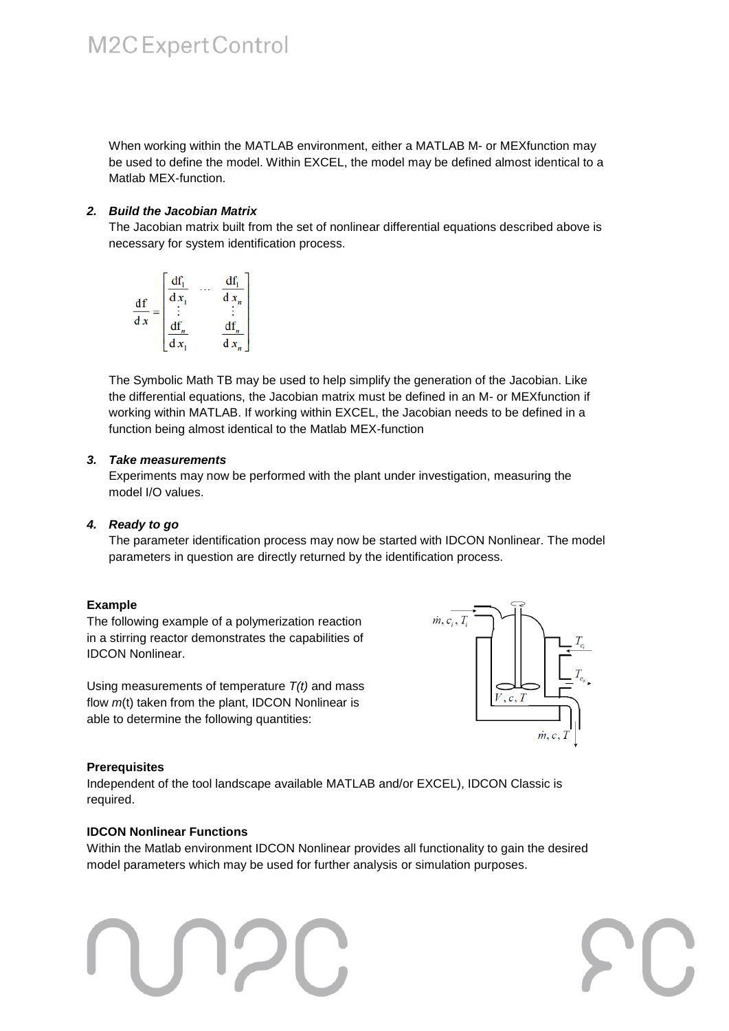When working within the MATLAB environment, either a MATLAB M- or MEXfunction may be used to define the model. Within EXCEL, the model may be defined almost identical to a Matlab MEX-function.

### 2. *Build the Jacobian Matrix*

The Jacobian matrix built from the set of nonlinear differential equations described above is necessary for system identification process.

$$\frac{\mathrm{d}f}{\mathrm{d}x} = \begin{bmatrix} \frac{\mathrm{d}f_1}{\mathrm{d}x_1} & \cdots & \frac{\mathrm{d}f_1}{\mathrm{d}x_n} \\ \vdots & & \vdots \\ \frac{\mathrm{d}f_n}{\mathrm{d}x_1} & & \frac{\mathrm{d}f_n}{\mathrm{d}x_n} \end{bmatrix}$$

The Symbolic Math TB may be used to help simplify the generation of the Jacobian. Like the differential equations, the Jacobian matrix must be defined in an M- or MEXfunction if working within MATLAB. If working within EXCEL, the Jacobian needs to be defined in a function being almost identical to the Matlab MEX-function

### 3. *Take measurements*

Experiments may now be performed with the plant under investigation, measuring the model I/O values.

### 4. *Ready to go*

The parameter identification process may now be started with IDCON Nonlinear. The model parameters in question are directly returned by the identification process.

**Example**

The following example of a polymerization reaction in a stirring reactor demonstrates the capabilities of IDCON Nonlinear.

Using measurements of temperature *T(t)* and mass flow *m*(t) taken from the plant, IDCON Nonlinear is able to determine the following quantities:

$\dot{m}, c_i, T_i$

$T_{c_i}$

$T_{c_o}$

$V, c, T$

$\dot{m}, c, T$

**Prerequisites**

Independent of the tool landscape available MATLAB and/or EXCEL), IDCON Classic is required.

**IDCON Nonlinear Functions**

Within the Matlab environment IDCON Nonlinear provides all functionality to gain the desired model parameters which may be used for further analysis or simulation purposes.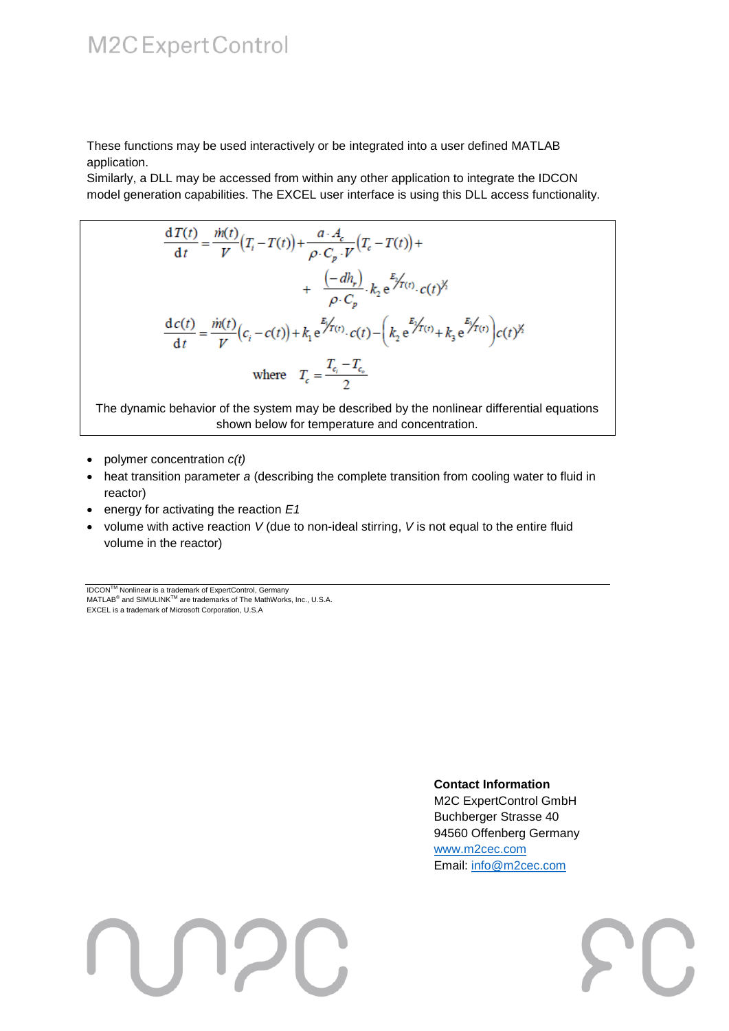These functions may be used interactively or be integrated into a user defined MATLAB application.
Similarly, a DLL may be accessed from within any other application to integrate the IDCON model generation capabilities. The EXCEL user interface is using this DLL access functionality.

$$\frac{\mathrm{d}T(t)}{\mathrm{d}t} = \frac{\dot{m}(t)}{V}\left(T_i - T(t)\right) + \frac{a \cdot A_c}{\rho \cdot C_p \cdot V}\left(T_c - T(t)\right) + \frac{\left(-dh_r\right)}{\rho \cdot C_p} \cdot k_2\, e^{E_2/T(t)} \cdot c(t)^{3/2}$$

$$\frac{\mathrm{d}c(t)}{\mathrm{d}t} = \frac{\dot{m}(t)}{V}\left(c_i - c(t)\right) + k_1\, e^{E_1/T(t)} \cdot c(t) - \left(k_2\, e^{E_2/T(t)} + k_3\, e^{E_3/T(t)}\right) c(t)^{3/2}$$

$$\text{where} \quad T_c = \frac{T_{c_i} - T_{c_o}}{2}$$

The dynamic behavior of the system may be described by the nonlinear differential equations shown below for temperature and concentration.

- polymer concentration *c(t)*
- heat transition parameter *a* (describing the complete transition from cooling water to fluid in reactor)
- energy for activating the reaction *E1*
- volume with active reaction *V* (due to non-ideal stirring, *V* is not equal to the entire fluid volume in the reactor)

IDCON™ Nonlinear is a trademark of ExpertControl, Germany
MATLAB® and SIMULINK™ are trademarks of The MathWorks, Inc., U.S.A.
EXCEL is a trademark of Microsoft Corporation, U.S.A

**Contact Information**
M2C ExpertControl GmbH
Buchberger Strasse 40
94560 Offenberg Germany
www.m2cec.com
Email: info@m2cec.com